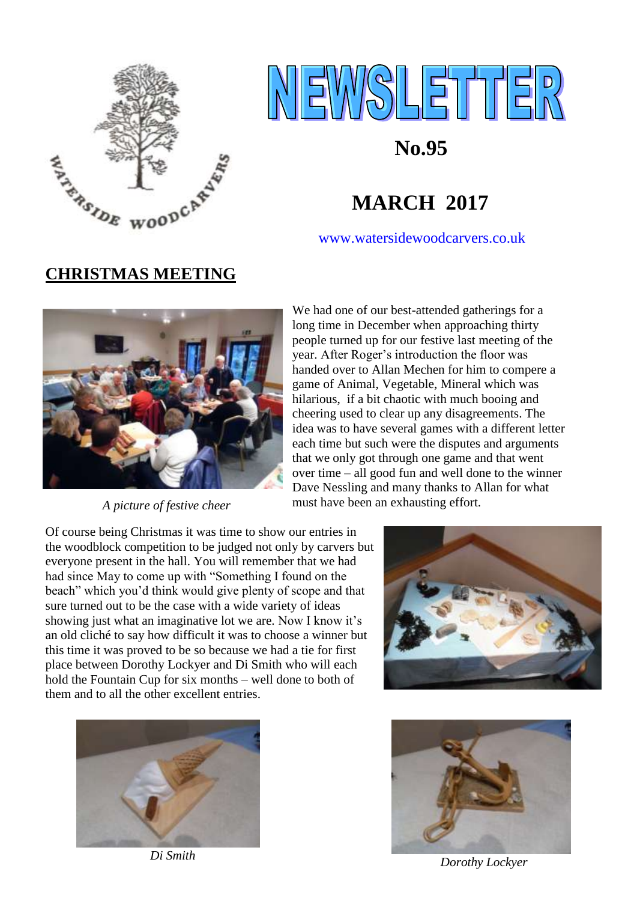# NEWSLETTER

**No.95**

## MARCH 2017

www.watersidewoodcarvers.co.uk

## CHRISTMAS MEETING

*A picture of festive cheer*

We had one of our best-attended gatherings for a long time in December when approaching thirty people turned up for our festive last meeting of the year. After Roger's introduction the floor was handed over to Allan Mechen for him to compere a game of Animal, Vegetable, Mineral which was hilarious, if a bit chaotic with much booing and cheering used to clear up any disagreements. The idea was to have several games with a different letter each time but such were the disputes and arguments that we only got through one game and that went over time – all good fun and well done to the winner Dave Nessling and many thanks to Allan for what must have been an exhausting effort.

Of course being Christmas it was time to show our entries in the woodblock competition to be judged not only by carvers but everyone present in the hall. You will remember that we had had since May to come up with "Something I found on the beach" which you'd think would give plenty of scope and that sure turned out to be the case with a wide variety of ideas showing just what an imaginative lot we are. Now I know it's an old cliché to say how difficult it was to choose a winner but this time it was proved to be so because we had a tie for first place between Dorothy Lockyer and Di Smith who will each hold the Fountain Cup for six months – well done to both of them and to all the other excellent entries.

*Di Smith*

*Dorothy Lockyer*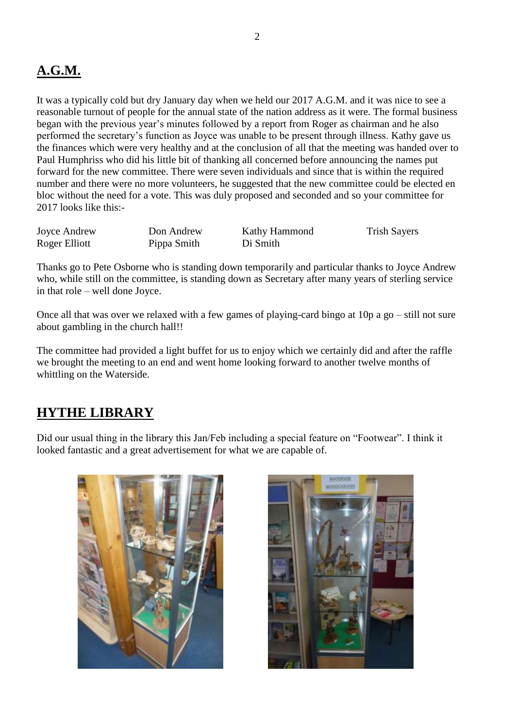## **A.G.M.**

It was a typically cold but dry January day when we held our 2017 A.G.M. and it was nice to see a reasonable turnout of people for the annual state of the nation address as it were. The formal business began with the previous year's minutes followed by a report from Roger as chairman and he also performed the secretary's function as Joyce was unable to be present through illness. Kathy gave us the finances which were very healthy and at the conclusion of all that the meeting was handed over to Paul Humphriss who did his little bit of thanking all concerned before announcing the names put forward for the new committee. There were seven individuals and since that is within the required number and there were no more volunteers, he suggested that the new committee could be elected en bloc without the need for a vote. This was duly proposed and seconded and so your committee for 2017 looks like this:-

| | | | |
|---|---|---|---|
| Joyce Andrew | Don Andrew | Kathy Hammond | Trish Sayers |
| Roger Elliott | Pippa Smith | Di Smith | |

Thanks go to Pete Osborne who is standing down temporarily and particular thanks to Joyce Andrew who, while still on the committee, is standing down as Secretary after many years of sterling service in that role – well done Joyce.

Once all that was over we relaxed with a few games of playing-card bingo at 10p a go – still not sure about gambling in the church hall!!

The committee had provided a light buffet for us to enjoy which we certainly did and after the raffle we brought the meeting to an end and went home looking forward to another twelve months of whittling on the Waterside.

## **HYTHE LIBRARY**

Did our usual thing in the library this Jan/Feb including a special feature on "Footwear". I think it looked fantastic and a great advertisement for what we are capable of.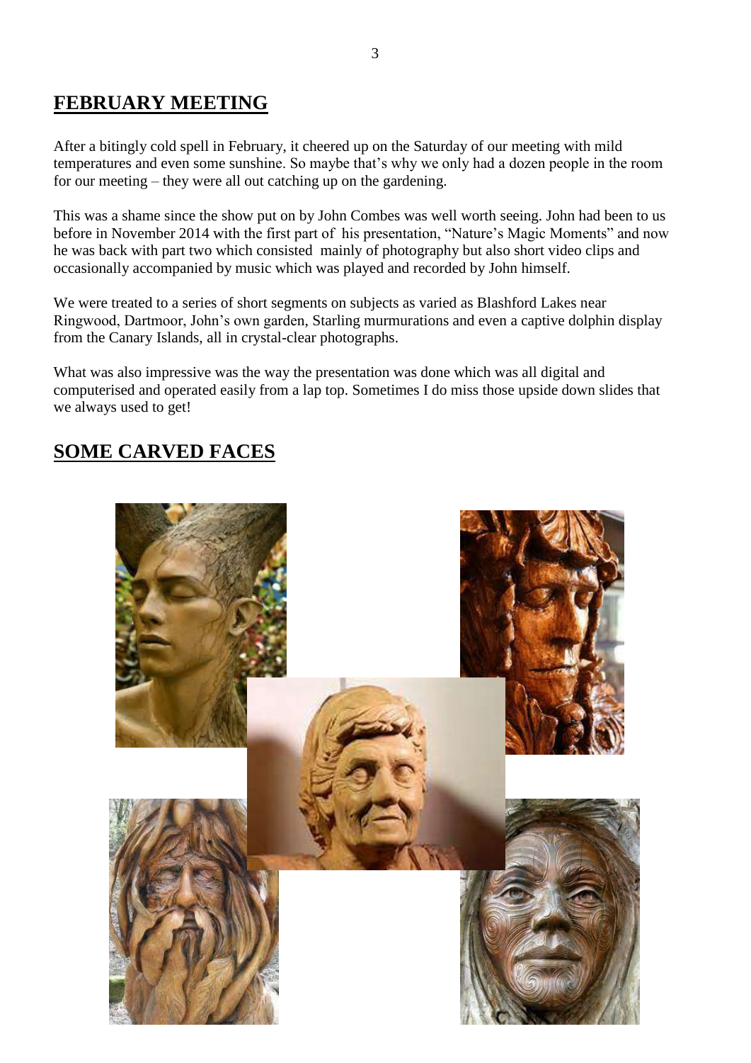## FEBRUARY MEETING

After a bitingly cold spell in February, it cheered up on the Saturday of our meeting with mild temperatures and even some sunshine. So maybe that's why we only had a dozen people in the room for our meeting – they were all out catching up on the gardening.

This was a shame since the show put on by John Combes was well worth seeing. John had been to us before in November 2014 with the first part of his presentation, "Nature's Magic Moments" and now he was back with part two which consisted mainly of photography but also short video clips and occasionally accompanied by music which was played and recorded by John himself.

We were treated to a series of short segments on subjects as varied as Blashford Lakes near Ringwood, Dartmoor, John's own garden, Starling murmurations and even a captive dolphin display from the Canary Islands, all in crystal-clear photographs.

What was also impressive was the way the presentation was done which was all digital and computerised and operated easily from a lap top. Sometimes I do miss those upside down slides that we always used to get!

## SOME CARVED FACES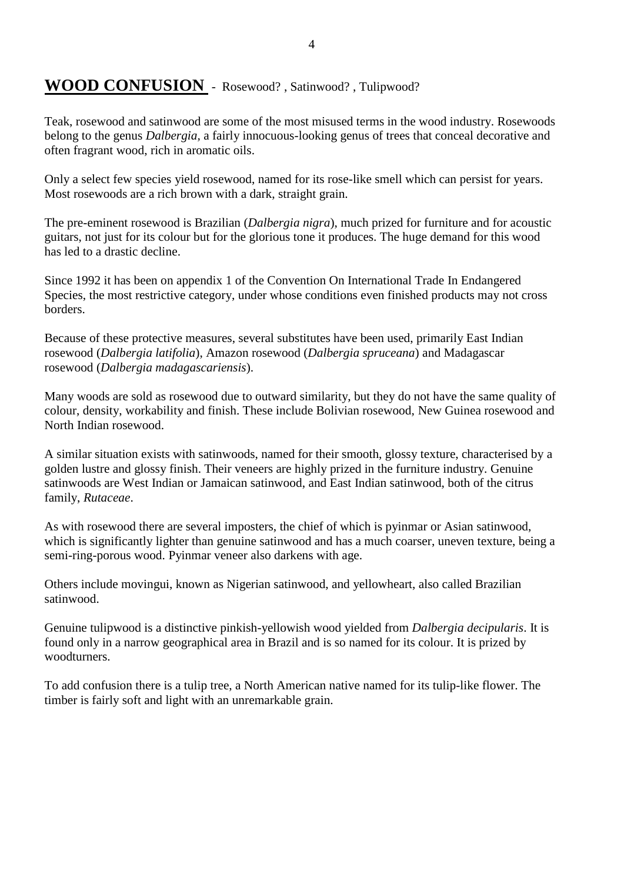## **WOOD CONFUSION** - Rosewood? , Satinwood? , Tulipwood?

Teak, rosewood and satinwood are some of the most misused terms in the wood industry. Rosewoods belong to the genus *Dalbergia*, a fairly innocuous-looking genus of trees that conceal decorative and often fragrant wood, rich in aromatic oils.

Only a select few species yield rosewood, named for its rose-like smell which can persist for years. Most rosewoods are a rich brown with a dark, straight grain.

The pre-eminent rosewood is Brazilian (*Dalbergia nigra*), much prized for furniture and for acoustic guitars, not just for its colour but for the glorious tone it produces. The huge demand for this wood has led to a drastic decline.

Since 1992 it has been on appendix 1 of the Convention On International Trade In Endangered Species, the most restrictive category, under whose conditions even finished products may not cross borders.

Because of these protective measures, several substitutes have been used, primarily East Indian rosewood (*Dalbergia latifolia*), Amazon rosewood (*Dalbergia spruceana*) and Madagascar rosewood (*Dalbergia madagascariensis*).

Many woods are sold as rosewood due to outward similarity, but they do not have the same quality of colour, density, workability and finish. These include Bolivian rosewood, New Guinea rosewood and North Indian rosewood.

A similar situation exists with satinwoods, named for their smooth, glossy texture, characterised by a golden lustre and glossy finish. Their veneers are highly prized in the furniture industry. Genuine satinwoods are West Indian or Jamaican satinwood, and East Indian satinwood, both of the citrus family, *Rutaceae*.

As with rosewood there are several imposters, the chief of which is pyinmar or Asian satinwood, which is significantly lighter than genuine satinwood and has a much coarser, uneven texture, being a semi-ring-porous wood. Pyinmar veneer also darkens with age.

Others include movingui, known as Nigerian satinwood, and yellowheart, also called Brazilian satinwood.

Genuine tulipwood is a distinctive pinkish-yellowish wood yielded from *Dalbergia decipularis*. It is found only in a narrow geographical area in Brazil and is so named for its colour. It is prized by woodturners.

To add confusion there is a tulip tree, a North American native named for its tulip-like flower. The timber is fairly soft and light with an unremarkable grain.